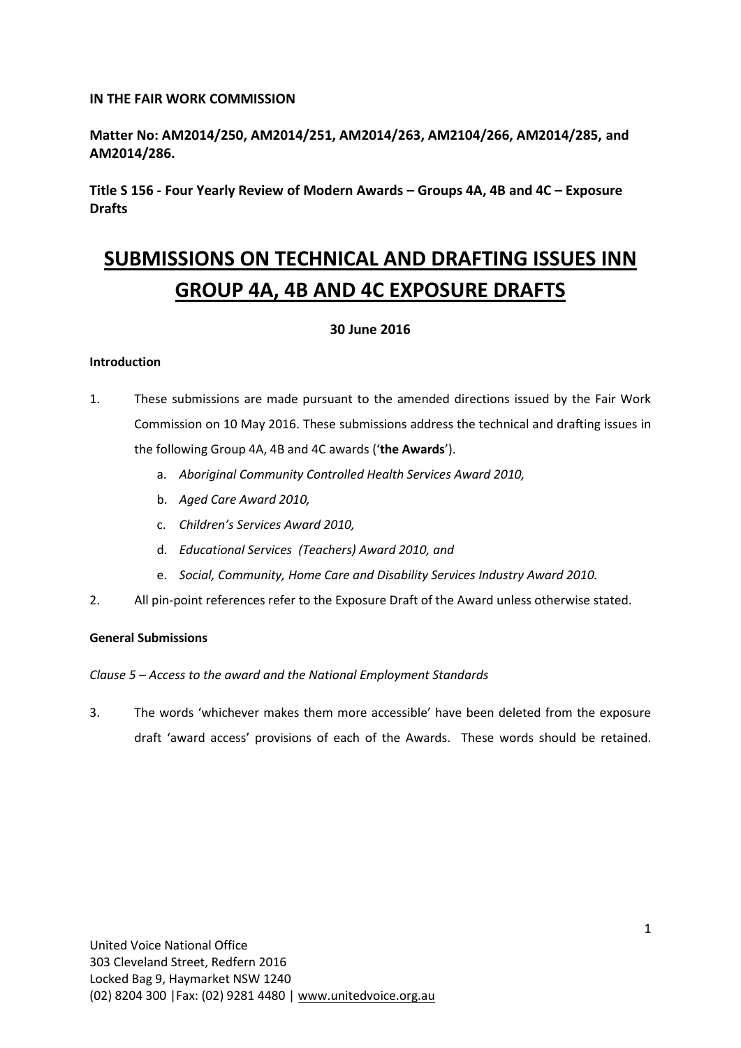**IN THE FAIR WORK COMMISSION**

**Matter No: AM2014/250, AM2014/251, AM2014/263, AM2104/266, AM2014/285, and AM2014/286.**

**Title S 156 - Four Yearly Review of Modern Awards – Groups 4A, 4B and 4C – Exposure Drafts**

# SUBMISSIONS ON TECHNICAL AND DRAFTING ISSUES INN GROUP 4A, 4B AND 4C EXPOSURE DRAFTS

**30 June 2016**

**Introduction**

1. These submissions are made pursuant to the amended directions issued by the Fair Work Commission on 10 May 2016. These submissions address the technical and drafting issues in the following Group 4A, 4B and 4C awards ('**the Awards**').
   a. *Aboriginal Community Controlled Health Services Award 2010,*
   b. *Aged Care Award 2010,*
   c. *Children's Services Award 2010,*
   d. *Educational Services (Teachers) Award 2010, and*
   e. *Social, Community, Home Care and Disability Services Industry Award 2010.*
2. All pin-point references refer to the Exposure Draft of the Award unless otherwise stated.

**General Submissions**

*Clause 5 – Access to the award and the National Employment Standards*

3. The words 'whichever makes them more accessible' have been deleted from the exposure draft 'award access' provisions of each of the Awards. These words should be retained.

United Voice National Office
303 Cleveland Street, Redfern 2016
Locked Bag 9, Haymarket NSW 1240
(02) 8204 300 |Fax: (02) 9281 4480 | www.unitedvoice.org.au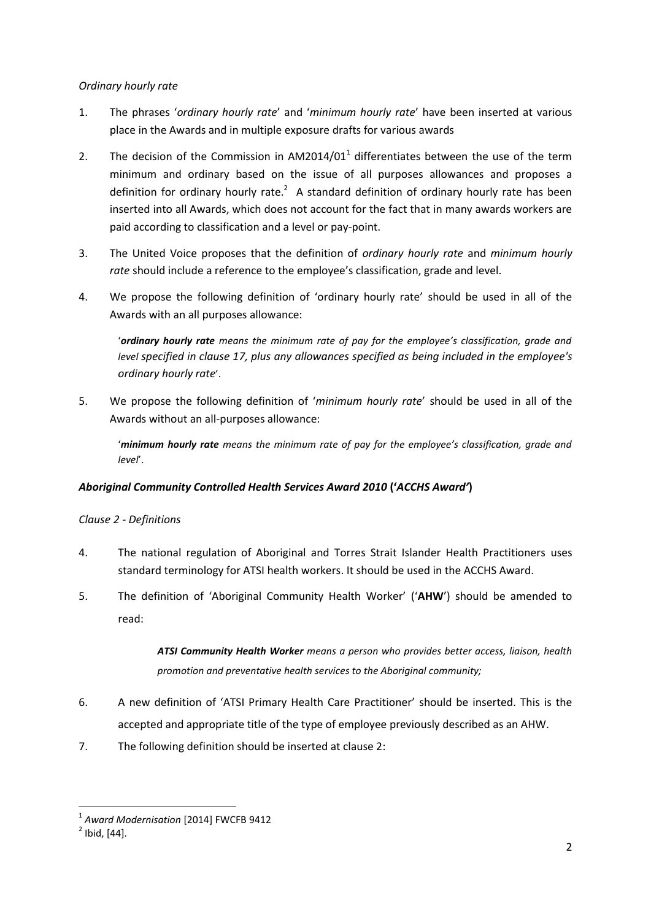*Ordinary hourly rate*

1. The phrases '*ordinary hourly rate*' and '*minimum hourly rate*' have been inserted at various place in the Awards and in multiple exposure drafts for various awards

2. The decision of the Commission in AM2014/01[1] differentiates between the use of the term minimum and ordinary based on the issue of all purposes allowances and proposes a definition for ordinary hourly rate.[2] A standard definition of ordinary hourly rate has been inserted into all Awards, which does not account for the fact that in many awards workers are paid according to classification and a level or pay-point.

3. The United Voice proposes that the definition of *ordinary hourly rate* and *minimum hourly rate* should include a reference to the employee's classification, grade and level.

4. We propose the following definition of 'ordinary hourly rate' should be used in all of the Awards with an all purposes allowance:

> '***ordinary hourly rate*** *means the minimum rate of pay for the employee's classification, grade and level specified in clause 17, plus any allowances specified as being included in the employee's ordinary hourly rate*'.

5. We propose the following definition of '*minimum hourly rate*' should be used in all of the Awards without an all-purposes allowance:

> '***minimum hourly rate*** *means the minimum rate of pay for the employee's classification, grade and level*'.

### *Aboriginal Community Controlled Health Services Award 2010* ('*ACCHS Award'*)

*Clause 2 - Definitions*

4. The national regulation of Aboriginal and Torres Strait Islander Health Practitioners uses standard terminology for ATSI health workers. It should be used in the ACCHS Award.

5. The definition of 'Aboriginal Community Health Worker' ('**AHW**') should be amended to read:

> ***ATSI Community Health Worker*** *means a person who provides better access, liaison, health promotion and preventative health services to the Aboriginal community;*

6. A new definition of 'ATSI Primary Health Care Practitioner' should be inserted. This is the accepted and appropriate title of the type of employee previously described as an AHW.

7. The following definition should be inserted at clause 2:

---

[1] *Award Modernisation* [2014] FWCFB 9412

[2] Ibid, [44].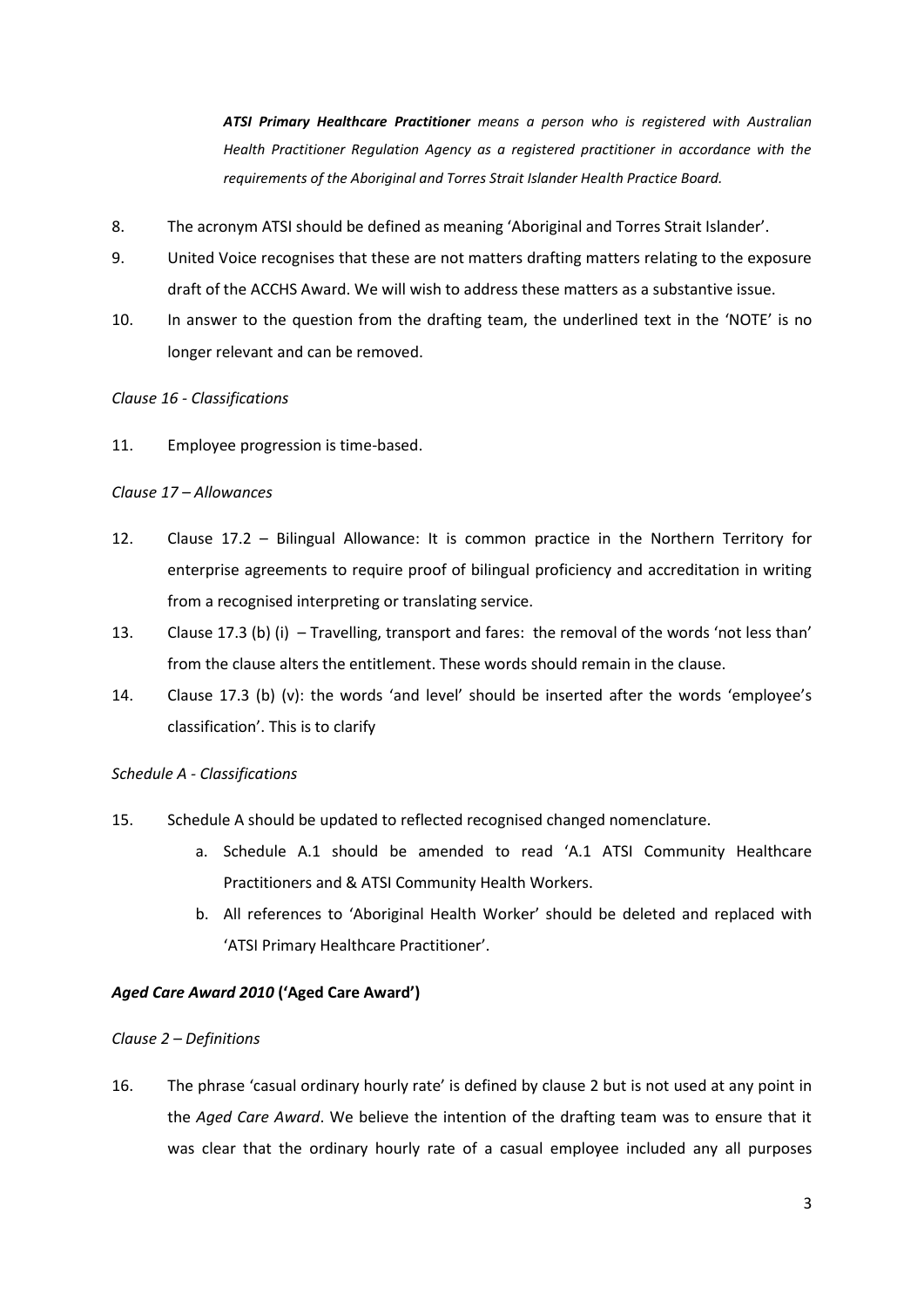> ***ATSI Primary Healthcare Practitioner*** *means a person who is registered with Australian Health Practitioner Regulation Agency as a registered practitioner in accordance with the requirements of the Aboriginal and Torres Strait Islander Health Practice Board.*

8. The acronym ATSI should be defined as meaning 'Aboriginal and Torres Strait Islander'.
9. United Voice recognises that these are not matters drafting matters relating to the exposure draft of the ACCHS Award. We will wish to address these matters as a substantive issue.
10. In answer to the question from the drafting team, the underlined text in the 'NOTE' is no longer relevant and can be removed.

*Clause 16 - Classifications*

11. Employee progression is time-based.

*Clause 17 – Allowances*

12. Clause 17.2 – Bilingual Allowance: It is common practice in the Northern Territory for enterprise agreements to require proof of bilingual proficiency and accreditation in writing from a recognised interpreting or translating service.
13. Clause 17.3 (b) (i) – Travelling, transport and fares: the removal of the words 'not less than' from the clause alters the entitlement. These words should remain in the clause.
14. Clause 17.3 (b) (v): the words 'and level' should be inserted after the words 'employee's classification'. This is to clarify

*Schedule A - Classifications*

15. Schedule A should be updated to reflected recognised changed nomenclature.
    a. Schedule A.1 should be amended to read 'A.1 ATSI Community Healthcare Practitioners and & ATSI Community Health Workers.
    b. All references to 'Aboriginal Health Worker' should be deleted and replaced with 'ATSI Primary Healthcare Practitioner'.

***Aged Care Award 2010*** **('Aged Care Award')**

*Clause 2 – Definitions*

16. The phrase 'casual ordinary hourly rate' is defined by clause 2 but is not used at any point in the *Aged Care Award*. We believe the intention of the drafting team was to ensure that it was clear that the ordinary hourly rate of a casual employee included any all purposes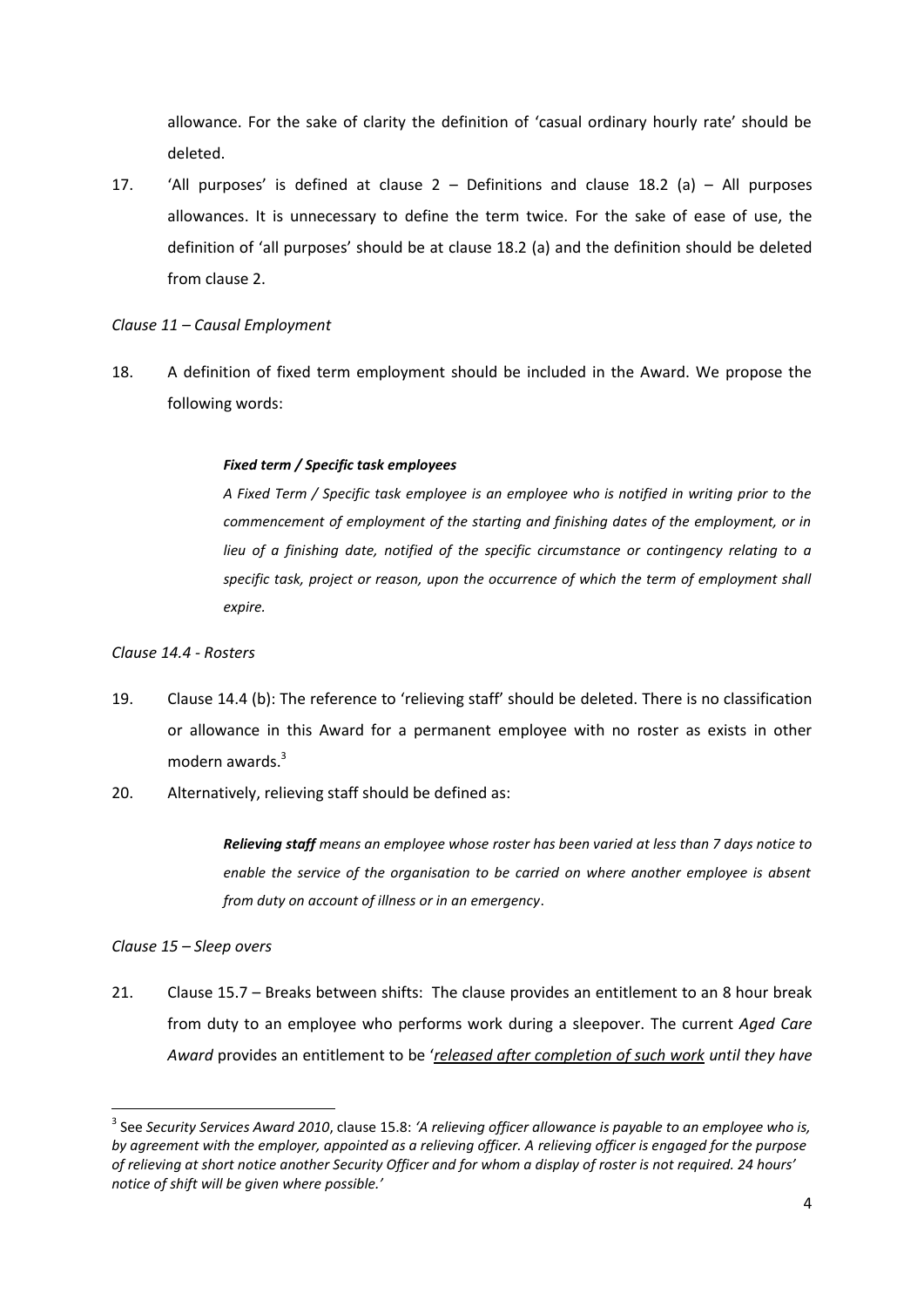allowance. For the sake of clarity the definition of 'casual ordinary hourly rate' should be deleted.

17. 'All purposes' is defined at clause 2 – Definitions and clause 18.2 (a) – All purposes allowances. It is unnecessary to define the term twice. For the sake of ease of use, the definition of 'all purposes' should be at clause 18.2 (a) and the definition should be deleted from clause 2.

*Clause 11 – Causal Employment*

18. A definition of fixed term employment should be included in the Award. We propose the following words:

> ***Fixed term / Specific task employees***
>
> *A Fixed Term / Specific task employee is an employee who is notified in writing prior to the commencement of employment of the starting and finishing dates of the employment, or in lieu of a finishing date, notified of the specific circumstance or contingency relating to a specific task, project or reason, upon the occurrence of which the term of employment shall expire.*

*Clause 14.4 - Rosters*

19. Clause 14.4 (b): The reference to 'relieving staff' should be deleted. There is no classification or allowance in this Award for a permanent employee with no roster as exists in other modern awards.[3]

20. Alternatively, relieving staff should be defined as:

> ***Relieving staff** means an employee whose roster has been varied at less than 7 days notice to enable the service of the organisation to be carried on where another employee is absent from duty on account of illness or in an emergency*.

*Clause 15 – Sleep overs*

21. Clause 15.7 – Breaks between shifts: The clause provides an entitlement to an 8 hour break from duty to an employee who performs work during a sleepover. The current *Aged Care Award* provides an entitlement to be '*released after completion of such work until they have*

---

[3] See *Security Services Award 2010*, clause 15.8: *'A relieving officer allowance is payable to an employee who is, by agreement with the employer, appointed as a relieving officer. A relieving officer is engaged for the purpose of relieving at short notice another Security Officer and for whom a display of roster is not required. 24 hours' notice of shift will be given where possible.'*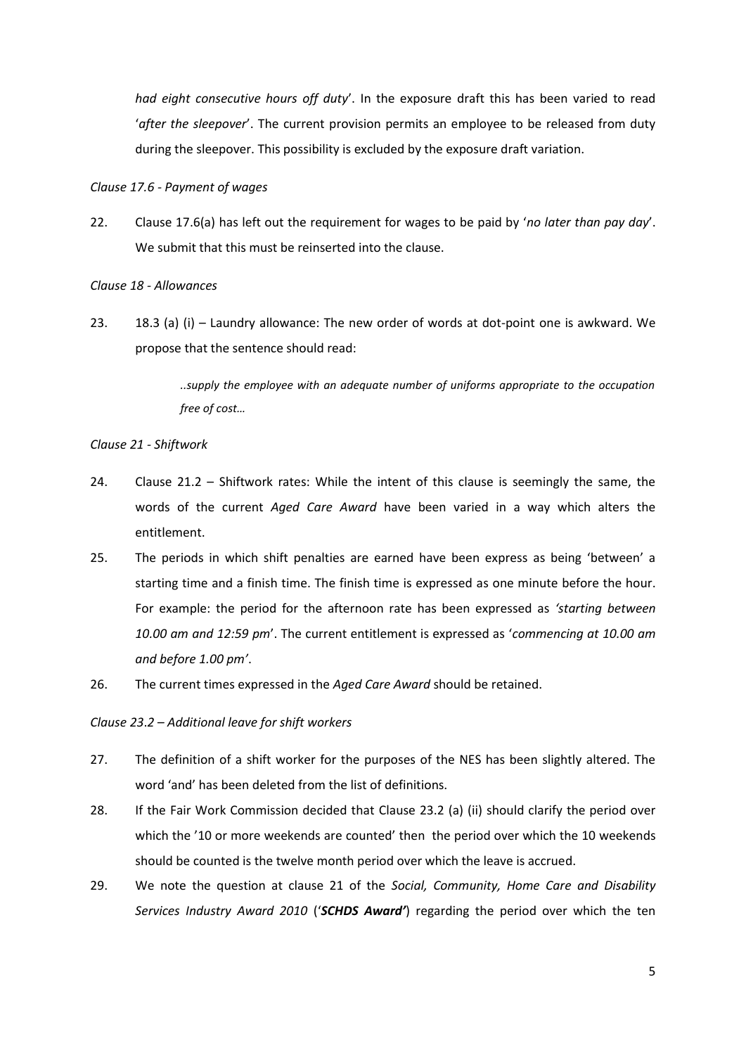*had eight consecutive hours off duty*'. In the exposure draft this has been varied to read '*after the sleepover*'. The current provision permits an employee to be released from duty during the sleepover. This possibility is excluded by the exposure draft variation.

*Clause 17.6 - Payment of wages*

22. Clause 17.6(a) has left out the requirement for wages to be paid by '*no later than pay day*'. We submit that this must be reinserted into the clause.

*Clause 18 - Allowances*

23. 18.3 (a) (i) – Laundry allowance: The new order of words at dot-point one is awkward. We propose that the sentence should read:

> *..supply the employee with an adequate number of uniforms appropriate to the occupation free of cost…*

*Clause 21 - Shiftwork*

24. Clause 21.2 – Shiftwork rates: While the intent of this clause is seemingly the same, the words of the current *Aged Care Award* have been varied in a way which alters the entitlement.

25. The periods in which shift penalties are earned have been express as being 'between' a starting time and a finish time. The finish time is expressed as one minute before the hour. For example: the period for the afternoon rate has been expressed as *'starting between 10.00 am and 12:59 pm*'. The current entitlement is expressed as '*commencing at 10.00 am and before 1.00 pm'*.

26. The current times expressed in the *Aged Care Award* should be retained.

*Clause 23.2 – Additional leave for shift workers*

27. The definition of a shift worker for the purposes of the NES has been slightly altered. The word 'and' has been deleted from the list of definitions.

28. If the Fair Work Commission decided that Clause 23.2 (a) (ii) should clarify the period over which the '10 or more weekends are counted' then the period over which the 10 weekends should be counted is the twelve month period over which the leave is accrued.

29. We note the question at clause 21 of the *Social, Community, Home Care and Disability Services Industry Award 2010* ('***SCHDS Award'***) regarding the period over which the ten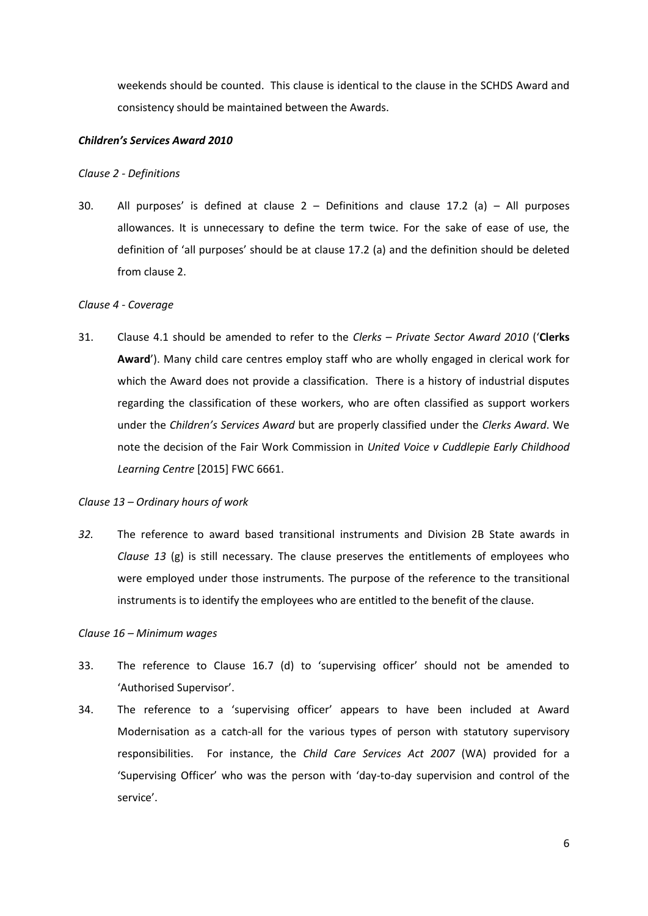weekends should be counted. This clause is identical to the clause in the SCHDS Award and consistency should be maintained between the Awards.

***Children's Services Award 2010***

*Clause 2 - Definitions*

30. All purposes' is defined at clause 2 – Definitions and clause 17.2 (a) – All purposes allowances. It is unnecessary to define the term twice. For the sake of ease of use, the definition of 'all purposes' should be at clause 17.2 (a) and the definition should be deleted from clause 2.

*Clause 4 - Coverage*

31. Clause 4.1 should be amended to refer to the *Clerks – Private Sector Award 2010* ('**Clerks Award**'). Many child care centres employ staff who are wholly engaged in clerical work for which the Award does not provide a classification. There is a history of industrial disputes regarding the classification of these workers, who are often classified as support workers under the *Children's Services Award* but are properly classified under the *Clerks Award*. We note the decision of the Fair Work Commission in *United Voice v Cuddlepie Early Childhood Learning Centre* [2015] FWC 6661.

*Clause 13 – Ordinary hours of work*

*32.* The reference to award based transitional instruments and Division 2B State awards in *Clause 13* (g) is still necessary. The clause preserves the entitlements of employees who were employed under those instruments. The purpose of the reference to the transitional instruments is to identify the employees who are entitled to the benefit of the clause.

*Clause 16 – Minimum wages*

33. The reference to Clause 16.7 (d) to 'supervising officer' should not be amended to 'Authorised Supervisor'.

34. The reference to a 'supervising officer' appears to have been included at Award Modernisation as a catch-all for the various types of person with statutory supervisory responsibilities. For instance, the *Child Care Services Act 2007* (WA) provided for a 'Supervising Officer' who was the person with 'day-to-day supervision and control of the service'.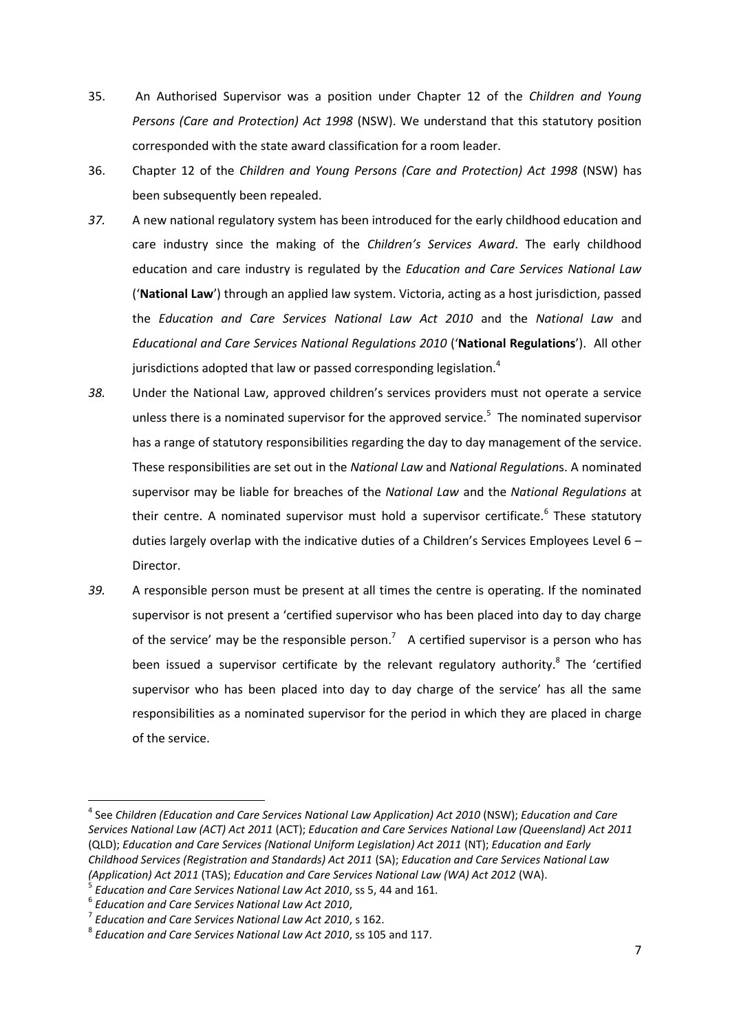35. An Authorised Supervisor was a position under Chapter 12 of the *Children and Young Persons (Care and Protection) Act 1998* (NSW). We understand that this statutory position corresponded with the state award classification for a room leader.

36. Chapter 12 of the *Children and Young Persons (Care and Protection) Act 1998* (NSW) has been subsequently been repealed.

*37.* A new national regulatory system has been introduced for the early childhood education and care industry since the making of the *Children's Services Award*. The early childhood education and care industry is regulated by the *Education and Care Services National Law* ('**National Law**') through an applied law system. Victoria, acting as a host jurisdiction, passed the *Education and Care Services National Law Act 2010* and the *National Law* and *Educational and Care Services National Regulations 2010* ('**National Regulations**'). All other jurisdictions adopted that law or passed corresponding legislation.[4]

*38.* Under the National Law, approved children's services providers must not operate a service unless there is a nominated supervisor for the approved service.[5] The nominated supervisor has a range of statutory responsibilities regarding the day to day management of the service. These responsibilities are set out in the *National Law* and *National Regulation*s. A nominated supervisor may be liable for breaches of the *National Law* and the *National Regulations* at their centre. A nominated supervisor must hold a supervisor certificate.[6] These statutory duties largely overlap with the indicative duties of a Children's Services Employees Level 6 – Director.

*39.* A responsible person must be present at all times the centre is operating. If the nominated supervisor is not present a 'certified supervisor who has been placed into day to day charge of the service' may be the responsible person.[7] A certified supervisor is a person who has been issued a supervisor certificate by the relevant regulatory authority.[8] The 'certified supervisor who has been placed into day to day charge of the service' has all the same responsibilities as a nominated supervisor for the period in which they are placed in charge of the service.

---

[4] See *Children (Education and Care Services National Law Application) Act 2010* (NSW); *Education and Care Services National Law (ACT) Act 2011* (ACT); *Education and Care Services National Law (Queensland) Act 2011* (QLD); *Education and Care Services (National Uniform Legislation) Act 2011* (NT); *Education and Early Childhood Services (Registration and Standards) Act 2011* (SA); *Education and Care Services National Law (Application) Act 2011* (TAS); *Education and Care Services National Law (WA) Act 2012* (WA).

[5] *Education and Care Services National Law Act 2010*, ss 5, 44 and 161.

[6] *Education and Care Services National Law Act 2010*,

[7] *Education and Care Services National Law Act 2010*, s 162.

[8] *Education and Care Services National Law Act 2010*, ss 105 and 117.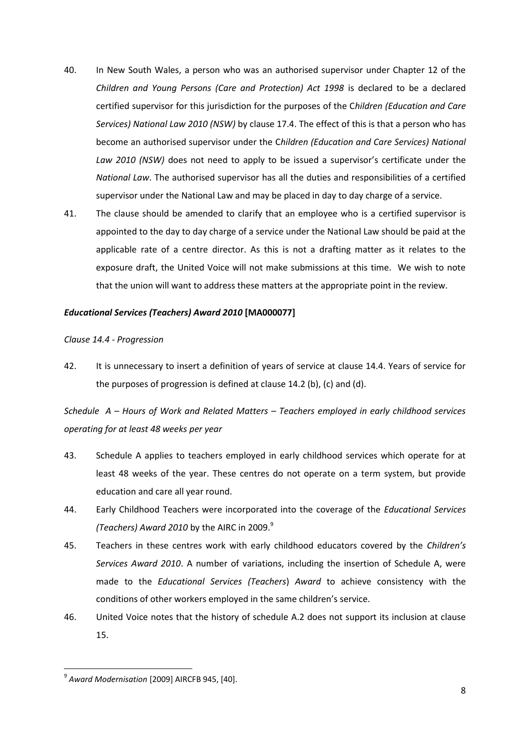40. In New South Wales, a person who was an authorised supervisor under Chapter 12 of the *Children and Young Persons (Care and Protection) Act 1998* is declared to be a declared certified supervisor for this jurisdiction for the purposes of the C*hildren (Education and Care Services) National Law 2010 (NSW)* by clause 17.4. The effect of this is that a person who has become an authorised supervisor under the C*hildren (Education and Care Services) National Law 2010 (NSW)* does not need to apply to be issued a supervisor's certificate under the *National Law*. The authorised supervisor has all the duties and responsibilities of a certified supervisor under the National Law and may be placed in day to day charge of a service.

41. The clause should be amended to clarify that an employee who is a certified supervisor is appointed to the day to day charge of a service under the National Law should be paid at the applicable rate of a centre director. As this is not a drafting matter as it relates to the exposure draft, the United Voice will not make submissions at this time. We wish to note that the union will want to address these matters at the appropriate point in the review.

***Educational Services (Teachers) Award 2010* [MA000077]**

*Clause 14.4 - Progression*

42. It is unnecessary to insert a definition of years of service at clause 14.4. Years of service for the purposes of progression is defined at clause 14.2 (b), (c) and (d).

*Schedule A – Hours of Work and Related Matters – Teachers employed in early childhood services operating for at least 48 weeks per year*

43. Schedule A applies to teachers employed in early childhood services which operate for at least 48 weeks of the year. These centres do not operate on a term system, but provide education and care all year round.

44. Early Childhood Teachers were incorporated into the coverage of the *Educational Services (Teachers) Award 2010* by the AIRC in 2009.[9]

45. Teachers in these centres work with early childhood educators covered by the *Children's Services Award 2010*. A number of variations, including the insertion of Schedule A, were made to the *Educational Services (Teachers*) *Award* to achieve consistency with the conditions of other workers employed in the same children's service.

46. United Voice notes that the history of schedule A.2 does not support its inclusion at clause 15.

---

[9] *Award Modernisation* [2009] AIRCFB 945, [40].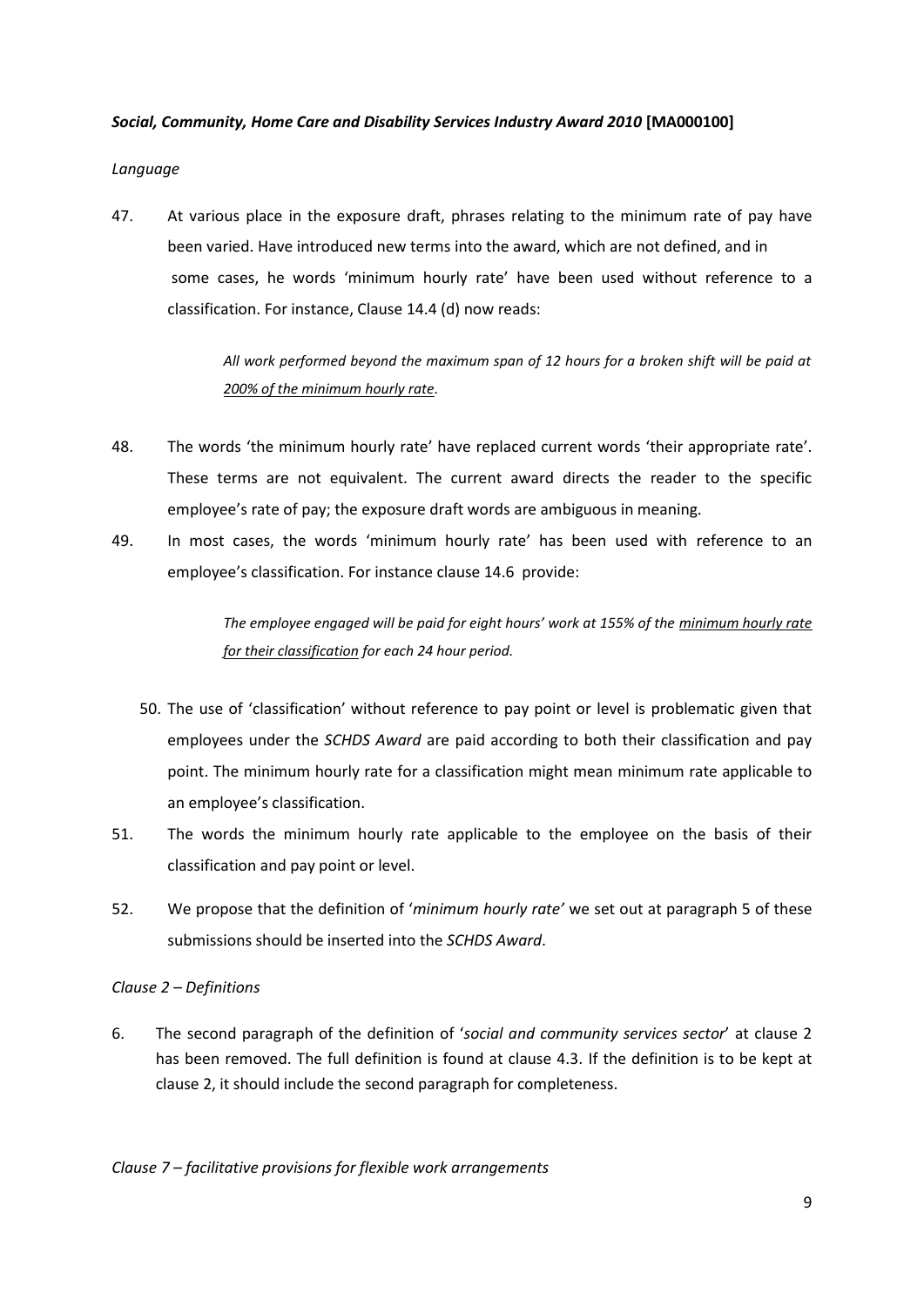***Social, Community, Home Care and Disability Services Industry Award 2010* [MA000100]**

*Language*

47. At various place in the exposure draft, phrases relating to the minimum rate of pay have been varied. Have introduced new terms into the award, which are not defined, and in some cases, he words 'minimum hourly rate' have been used without reference to a classification. For instance, Clause 14.4 (d) now reads:

> *All work performed beyond the maximum span of 12 hours for a broken shift will be paid at <u>200% of the minimum hourly rate</u>.*

48. The words 'the minimum hourly rate' have replaced current words 'their appropriate rate'. These terms are not equivalent. The current award directs the reader to the specific employee's rate of pay; the exposure draft words are ambiguous in meaning.

49. In most cases, the words 'minimum hourly rate' has been used with reference to an employee's classification. For instance clause 14.6 provide:

> *The employee engaged will be paid for eight hours' work at 155% of the <u>minimum hourly rate for their classification</u> for each 24 hour period.*

50. The use of 'classification' without reference to pay point or level is problematic given that employees under the *SCHDS Award* are paid according to both their classification and pay point. The minimum hourly rate for a classification might mean minimum rate applicable to an employee's classification.

51. The words the minimum hourly rate applicable to the employee on the basis of their classification and pay point or level.

52. We propose that the definition of '*minimum hourly rate'* we set out at paragraph 5 of these submissions should be inserted into the *SCHDS Award*.

*Clause 2 – Definitions*

6. The second paragraph of the definition of '*social and community services sector*' at clause 2 has been removed. The full definition is found at clause 4.3. If the definition is to be kept at clause 2, it should include the second paragraph for completeness.

*Clause 7 – facilitative provisions for flexible work arrangements*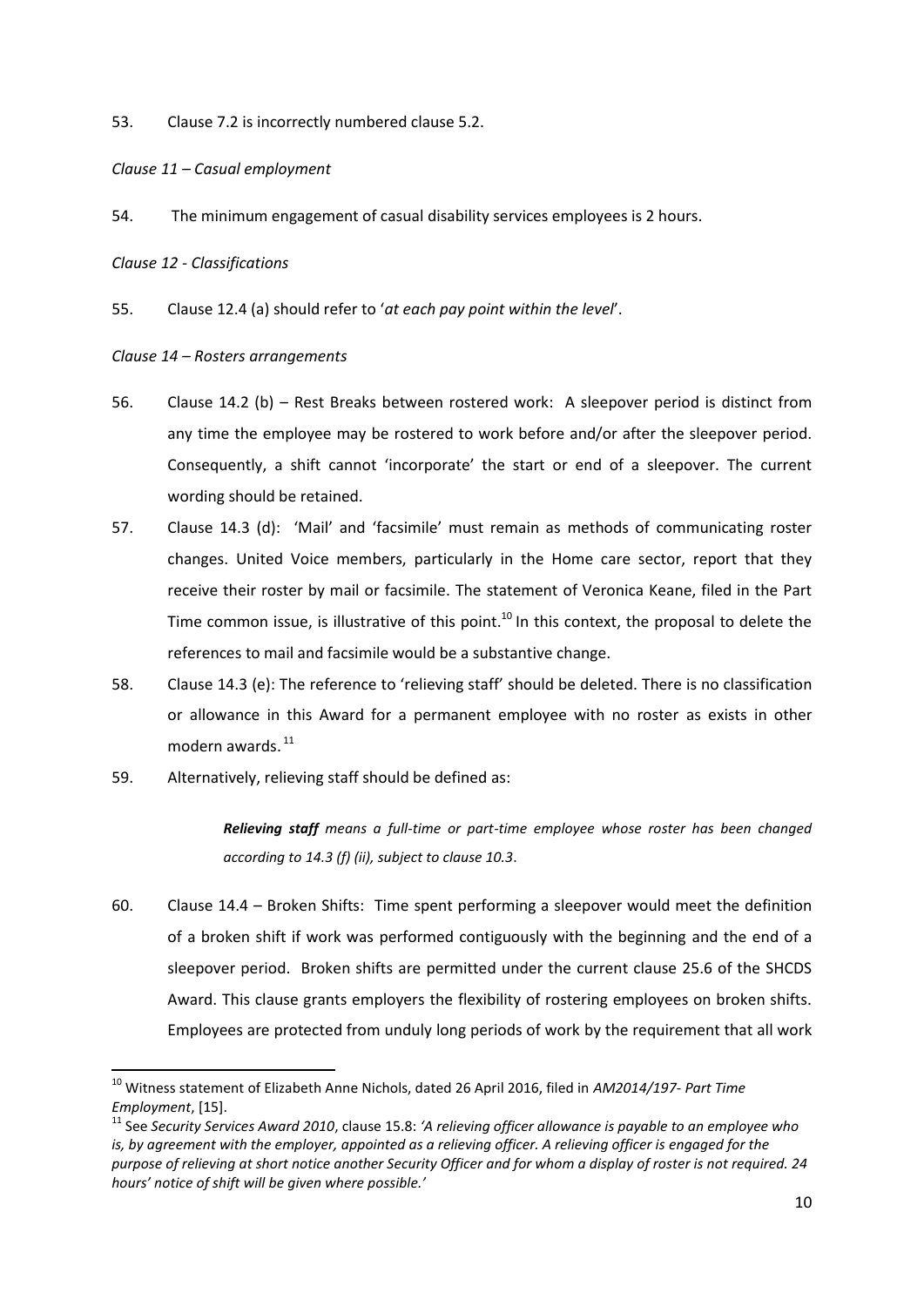53. Clause 7.2 is incorrectly numbered clause 5.2.

*Clause 11 – Casual employment*

54. The minimum engagement of casual disability services employees is 2 hours.

*Clause 12 - Classifications*

55. Clause 12.4 (a) should refer to '*at each pay point within the level*'.

*Clause 14 – Rosters arrangements*

56. Clause 14.2 (b) – Rest Breaks between rostered work: A sleepover period is distinct from any time the employee may be rostered to work before and/or after the sleepover period. Consequently, a shift cannot 'incorporate' the start or end of a sleepover. The current wording should be retained.

57. Clause 14.3 (d): 'Mail' and 'facsimile' must remain as methods of communicating roster changes. United Voice members, particularly in the Home care sector, report that they receive their roster by mail or facsimile. The statement of Veronica Keane, filed in the Part Time common issue, is illustrative of this point.[10] In this context, the proposal to delete the references to mail and facsimile would be a substantive change.

58. Clause 14.3 (e): The reference to 'relieving staff' should be deleted. There is no classification or allowance in this Award for a permanent employee with no roster as exists in other modern awards.[11]

59. Alternatively, relieving staff should be defined as:

> ***Relieving staff*** *means a full-time or part-time employee whose roster has been changed according to 14.3 (f) (ii), subject to clause 10.3*.

60. Clause 14.4 – Broken Shifts: Time spent performing a sleepover would meet the definition of a broken shift if work was performed contiguously with the beginning and the end of a sleepover period. Broken shifts are permitted under the current clause 25.6 of the SHCDS Award. This clause grants employers the flexibility of rostering employees on broken shifts. Employees are protected from unduly long periods of work by the requirement that all work

---

[10] Witness statement of Elizabeth Anne Nichols, dated 26 April 2016, filed in *AM2014/197- Part Time Employment*, [15].

[11] See *Security Services Award 2010*, clause 15.8: *'A relieving officer allowance is payable to an employee who is, by agreement with the employer, appointed as a relieving officer. A relieving officer is engaged for the purpose of relieving at short notice another Security Officer and for whom a display of roster is not required. 24 hours' notice of shift will be given where possible.'*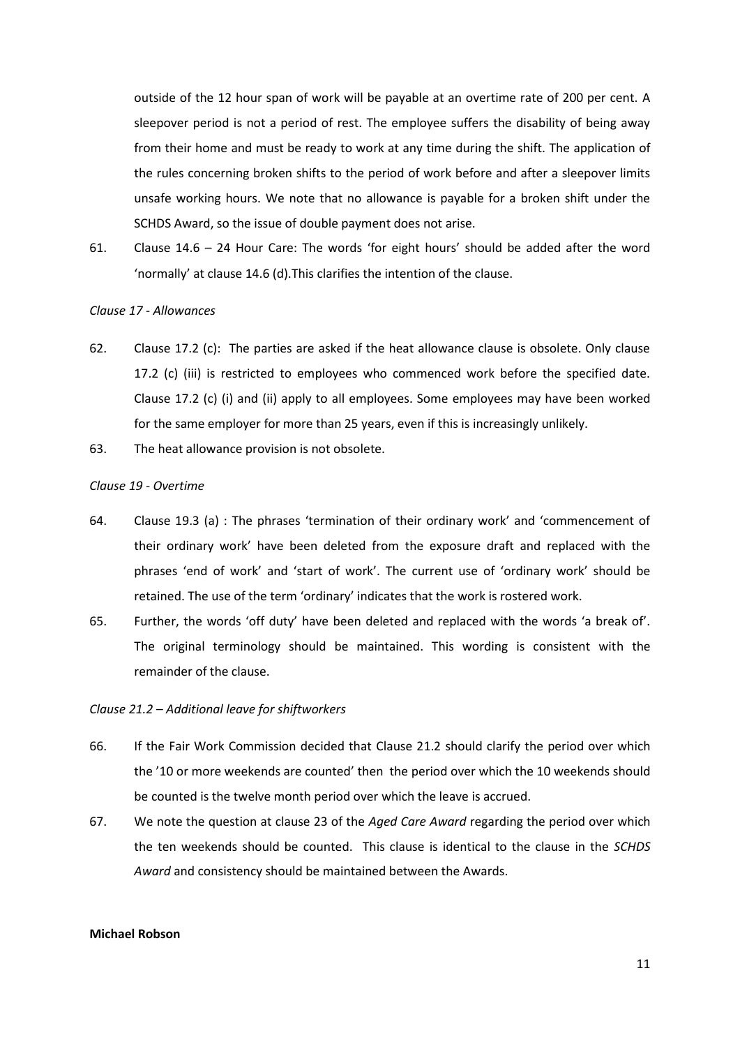outside of the 12 hour span of work will be payable at an overtime rate of 200 per cent. A sleepover period is not a period of rest. The employee suffers the disability of being away from their home and must be ready to work at any time during the shift. The application of the rules concerning broken shifts to the period of work before and after a sleepover limits unsafe working hours. We note that no allowance is payable for a broken shift under the SCHDS Award, so the issue of double payment does not arise.

61. Clause 14.6 – 24 Hour Care: The words 'for eight hours' should be added after the word 'normally' at clause 14.6 (d).This clarifies the intention of the clause.

*Clause 17 - Allowances*

62. Clause 17.2 (c): The parties are asked if the heat allowance clause is obsolete. Only clause 17.2 (c) (iii) is restricted to employees who commenced work before the specified date. Clause 17.2 (c) (i) and (ii) apply to all employees. Some employees may have been worked for the same employer for more than 25 years, even if this is increasingly unlikely.

63. The heat allowance provision is not obsolete.

*Clause 19 - Overtime*

64. Clause 19.3 (a) : The phrases 'termination of their ordinary work' and 'commencement of their ordinary work' have been deleted from the exposure draft and replaced with the phrases 'end of work' and 'start of work'. The current use of 'ordinary work' should be retained. The use of the term 'ordinary' indicates that the work is rostered work.

65. Further, the words 'off duty' have been deleted and replaced with the words 'a break of'. The original terminology should be maintained. This wording is consistent with the remainder of the clause.

*Clause 21.2 – Additional leave for shiftworkers*

66. If the Fair Work Commission decided that Clause 21.2 should clarify the period over which the '10 or more weekends are counted' then the period over which the 10 weekends should be counted is the twelve month period over which the leave is accrued.

67. We note the question at clause 23 of the *Aged Care Award* regarding the period over which the ten weekends should be counted. This clause is identical to the clause in the *SCHDS Award* and consistency should be maintained between the Awards.

**Michael Robson**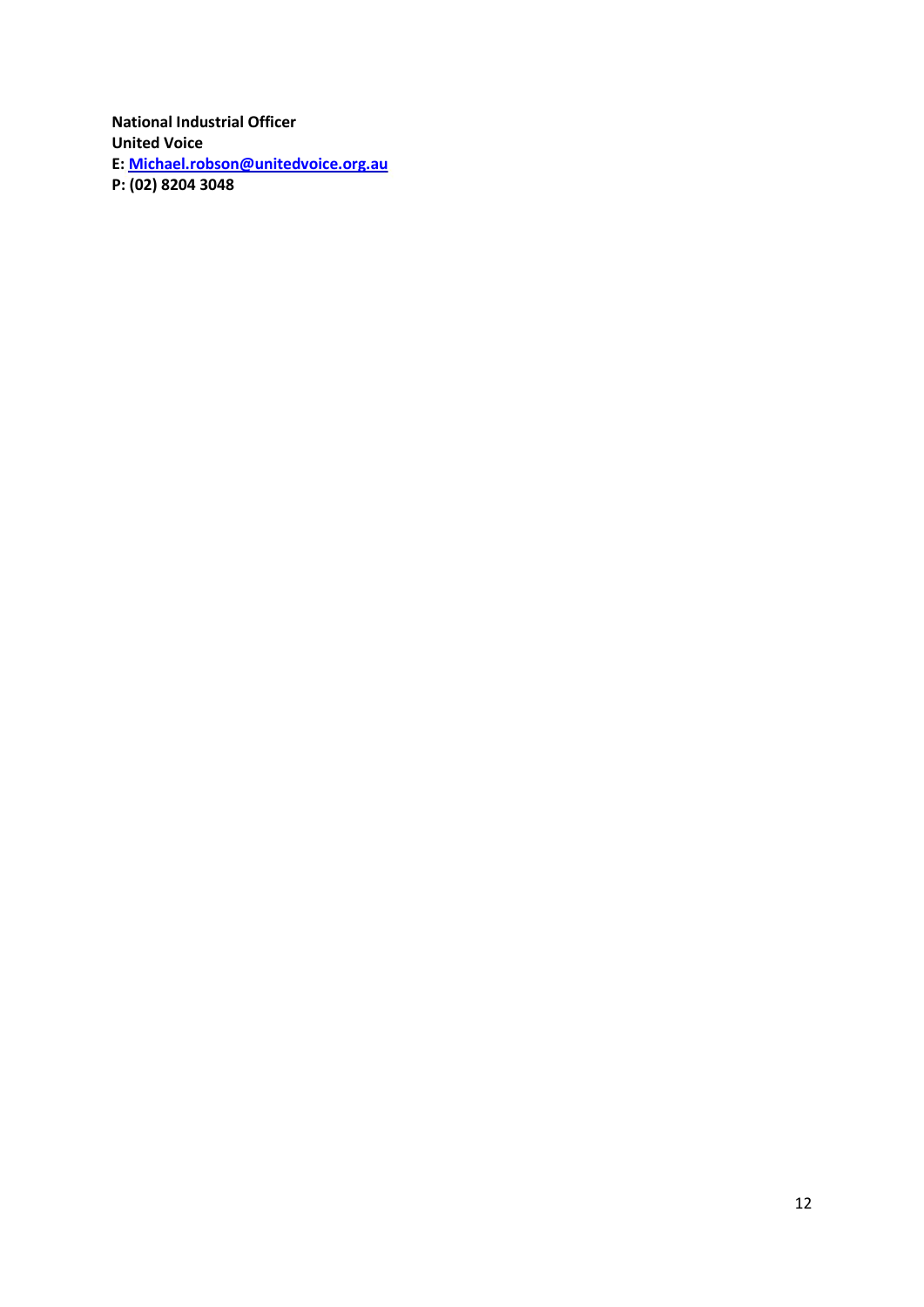**National Industrial Officer**
**United Voice**
**E: [Michael.robson@unitedvoice.org.au](mailto:Michael.robson@unitedvoice.org.au)**
**P: (02) 8204 3048**